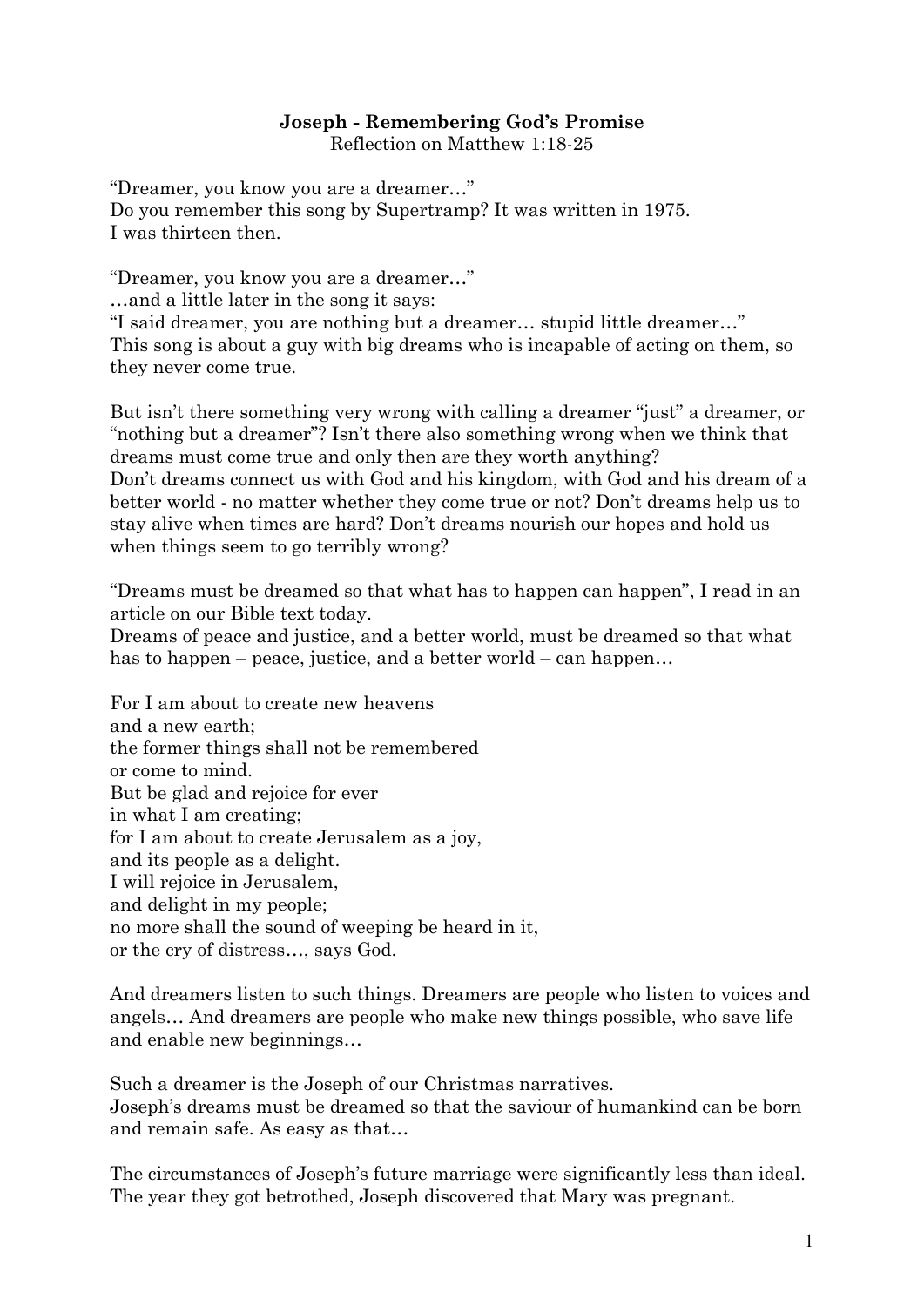# Joseph - Remembering God's Promise

Reflection on Matthew 1:18-25

"Dreamer, you know you are a dreamer…"
Do you remember this song by Supertramp? It was written in 1975.
I was thirteen then.

"Dreamer, you know you are a dreamer…"
…and a little later in the song it says:
"I said dreamer, you are nothing but a dreamer… stupid little dreamer…"
This song is about a guy with big dreams who is incapable of acting on them, so they never come true.

But isn't there something very wrong with calling a dreamer "just" a dreamer, or "nothing but a dreamer"? Isn't there also something wrong when we think that dreams must come true and only then are they worth anything?
Don't dreams connect us with God and his kingdom, with God and his dream of a better world - no matter whether they come true or not? Don't dreams help us to stay alive when times are hard? Don't dreams nourish our hopes and hold us when things seem to go terribly wrong?

"Dreams must be dreamed so that what has to happen can happen", I read in an article on our Bible text today.
Dreams of peace and justice, and a better world, must be dreamed so that what has to happen – peace, justice, and a better world – can happen…

For I am about to create new heavens
and a new earth;
the former things shall not be remembered
or come to mind.
But be glad and rejoice for ever
in what I am creating;
for I am about to create Jerusalem as a joy,
and its people as a delight.
I will rejoice in Jerusalem,
and delight in my people;
no more shall the sound of weeping be heard in it,
or the cry of distress…, says God.

And dreamers listen to such things. Dreamers are people who listen to voices and angels… And dreamers are people who make new things possible, who save life and enable new beginnings…

Such a dreamer is the Joseph of our Christmas narratives.
Joseph's dreams must be dreamed so that the saviour of humankind can be born and remain safe. As easy as that…

The circumstances of Joseph's future marriage were significantly less than ideal. The year they got betrothed, Joseph discovered that Mary was pregnant.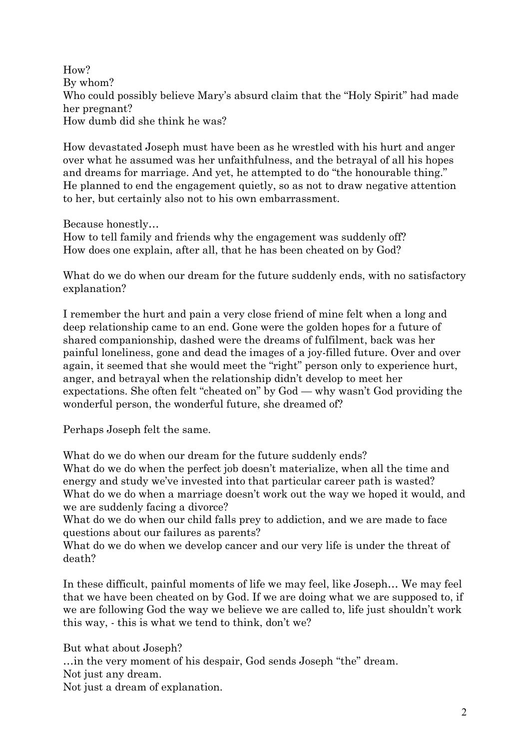How?
By whom?
Who could possibly believe Mary's absurd claim that the "Holy Spirit" had made her pregnant?
How dumb did she think he was?

How devastated Joseph must have been as he wrestled with his hurt and anger over what he assumed was her unfaithfulness, and the betrayal of all his hopes and dreams for marriage. And yet, he attempted to do "the honourable thing." He planned to end the engagement quietly, so as not to draw negative attention to her, but certainly also not to his own embarrassment.

Because honestly…
How to tell family and friends why the engagement was suddenly off?
How does one explain, after all, that he has been cheated on by God?

What do we do when our dream for the future suddenly ends, with no satisfactory explanation?

I remember the hurt and pain a very close friend of mine felt when a long and deep relationship came to an end. Gone were the golden hopes for a future of shared companionship, dashed were the dreams of fulfilment, back was her painful loneliness, gone and dead the images of a joy-filled future. Over and over again, it seemed that she would meet the "right" person only to experience hurt, anger, and betrayal when the relationship didn't develop to meet her expectations. She often felt "cheated on" by God — why wasn't God providing the wonderful person, the wonderful future, she dreamed of?

Perhaps Joseph felt the same.

What do we do when our dream for the future suddenly ends?
What do we do when the perfect job doesn't materialize, when all the time and energy and study we've invested into that particular career path is wasted?
What do we do when a marriage doesn't work out the way we hoped it would, and we are suddenly facing a divorce?
What do we do when our child falls prey to addiction, and we are made to face questions about our failures as parents?
What do we do when we develop cancer and our very life is under the threat of death?

In these difficult, painful moments of life we may feel, like Joseph… We may feel that we have been cheated on by God. If we are doing what we are supposed to, if we are following God the way we believe we are called to, life just shouldn't work this way, - this is what we tend to think, don't we?

But what about Joseph?
…in the very moment of his despair, God sends Joseph "the" dream.
Not just any dream.
Not just a dream of explanation.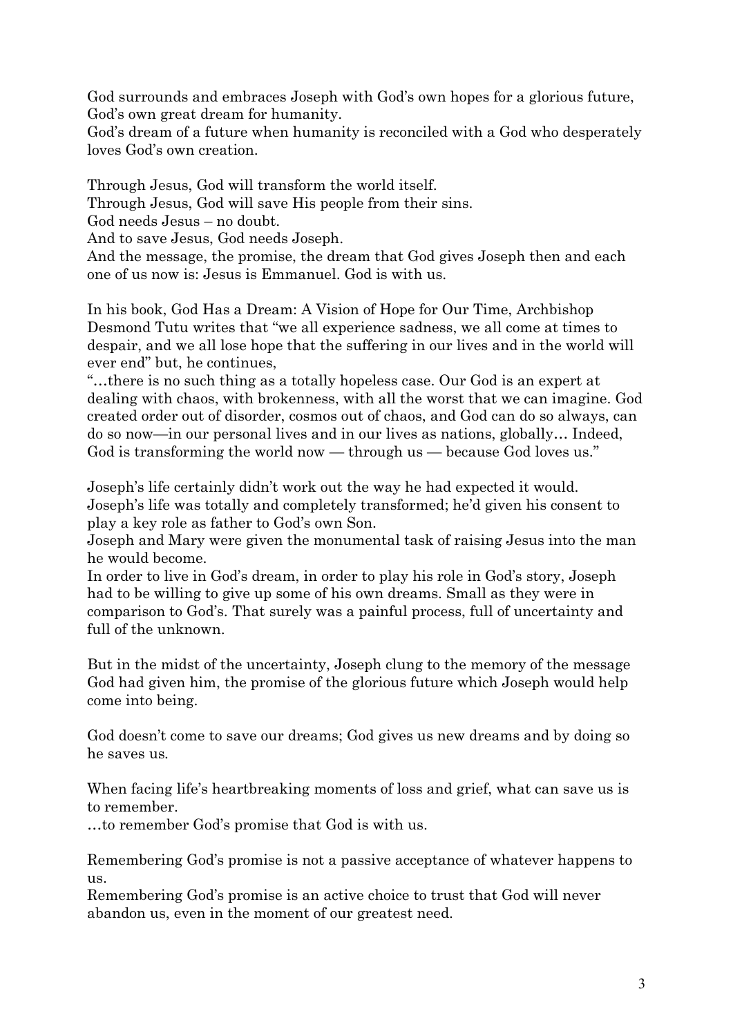God surrounds and embraces Joseph with God's own hopes for a glorious future, God's own great dream for humanity.
God's dream of a future when humanity is reconciled with a God who desperately loves God's own creation.

Through Jesus, God will transform the world itself.
Through Jesus, God will save His people from their sins.
God needs Jesus – no doubt.
And to save Jesus, God needs Joseph.
And the message, the promise, the dream that God gives Joseph then and each one of us now is: Jesus is Emmanuel. God is with us.

In his book, God Has a Dream: A Vision of Hope for Our Time, Archbishop Desmond Tutu writes that "we all experience sadness, we all come at times to despair, and we all lose hope that the suffering in our lives and in the world will ever end" but, he continues,
"…there is no such thing as a totally hopeless case. Our God is an expert at dealing with chaos, with brokenness, with all the worst that we can imagine. God created order out of disorder, cosmos out of chaos, and God can do so always, can do so now—in our personal lives and in our lives as nations, globally… Indeed, God is transforming the world now — through us — because God loves us."

Joseph's life certainly didn't work out the way he had expected it would.
Joseph's life was totally and completely transformed; he'd given his consent to play a key role as father to God's own Son.
Joseph and Mary were given the monumental task of raising Jesus into the man he would become.
In order to live in God's dream, in order to play his role in God's story, Joseph had to be willing to give up some of his own dreams. Small as they were in comparison to God's. That surely was a painful process, full of uncertainty and full of the unknown.

But in the midst of the uncertainty, Joseph clung to the memory of the message God had given him, the promise of the glorious future which Joseph would help come into being.

God doesn't come to save our dreams; God gives us new dreams and by doing so he saves us.

When facing life's heartbreaking moments of loss and grief, what can save us is to remember.
…to remember God's promise that God is with us.

Remembering God's promise is not a passive acceptance of whatever happens to us.
Remembering God's promise is an active choice to trust that God will never abandon us, even in the moment of our greatest need.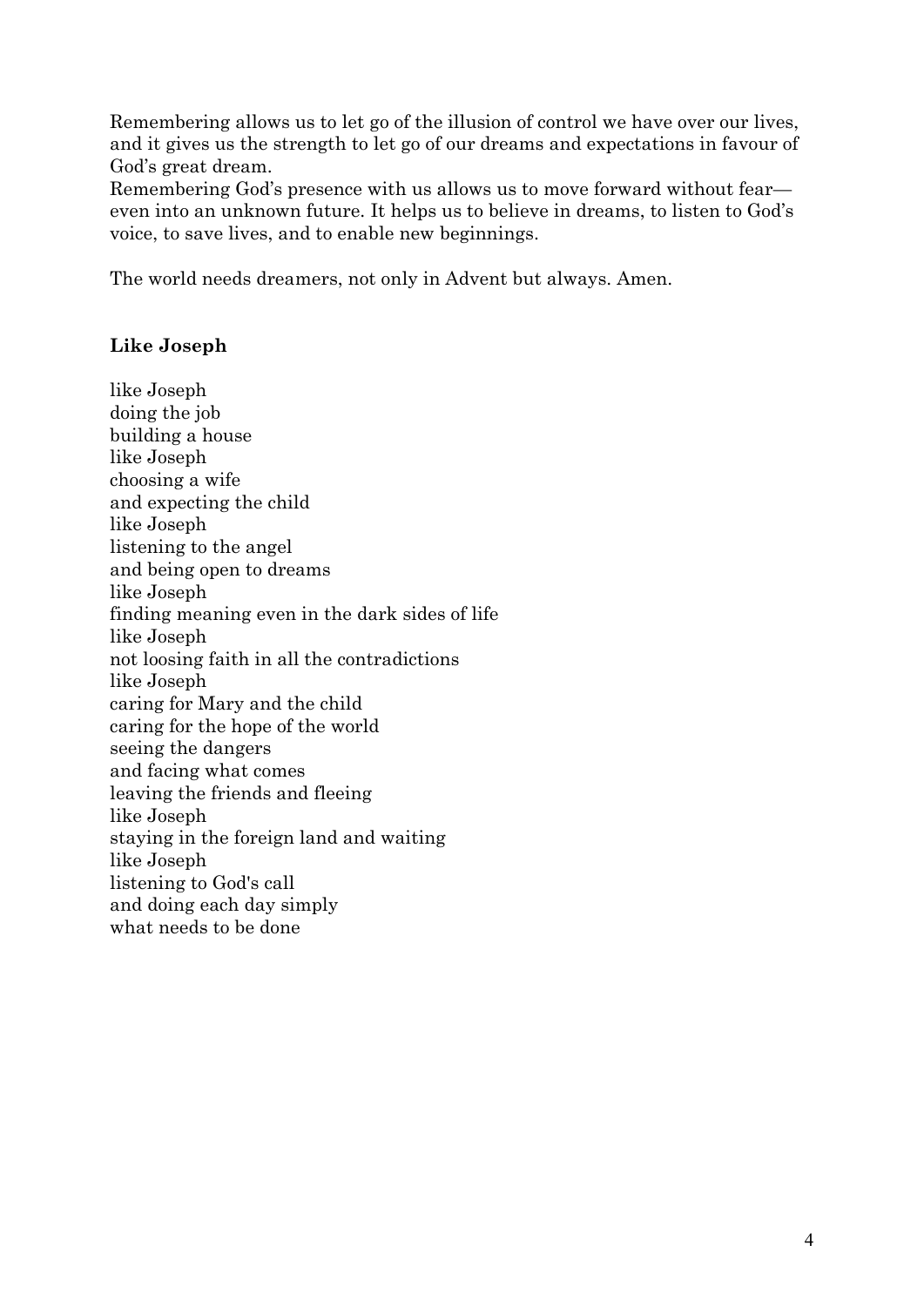Remembering allows us to let go of the illusion of control we have over our lives, and it gives us the strength to let go of our dreams and expectations in favour of God's great dream.
Remembering God's presence with us allows us to move forward without fear—even into an unknown future. It helps us to believe in dreams, to listen to God's voice, to save lives, and to enable new beginnings.

The world needs dreamers, not only in Advent but always. Amen.

**Like Joseph**

like Joseph
doing the job
building a house
like Joseph
choosing a wife
and expecting the child
like Joseph
listening to the angel
and being open to dreams
like Joseph
finding meaning even in the dark sides of life
like Joseph
not loosing faith in all the contradictions
like Joseph
caring for Mary and the child
caring for the hope of the world
seeing the dangers
and facing what comes
leaving the friends and fleeing
like Joseph
staying in the foreign land and waiting
like Joseph
listening to God's call
and doing each day simply
what needs to be done